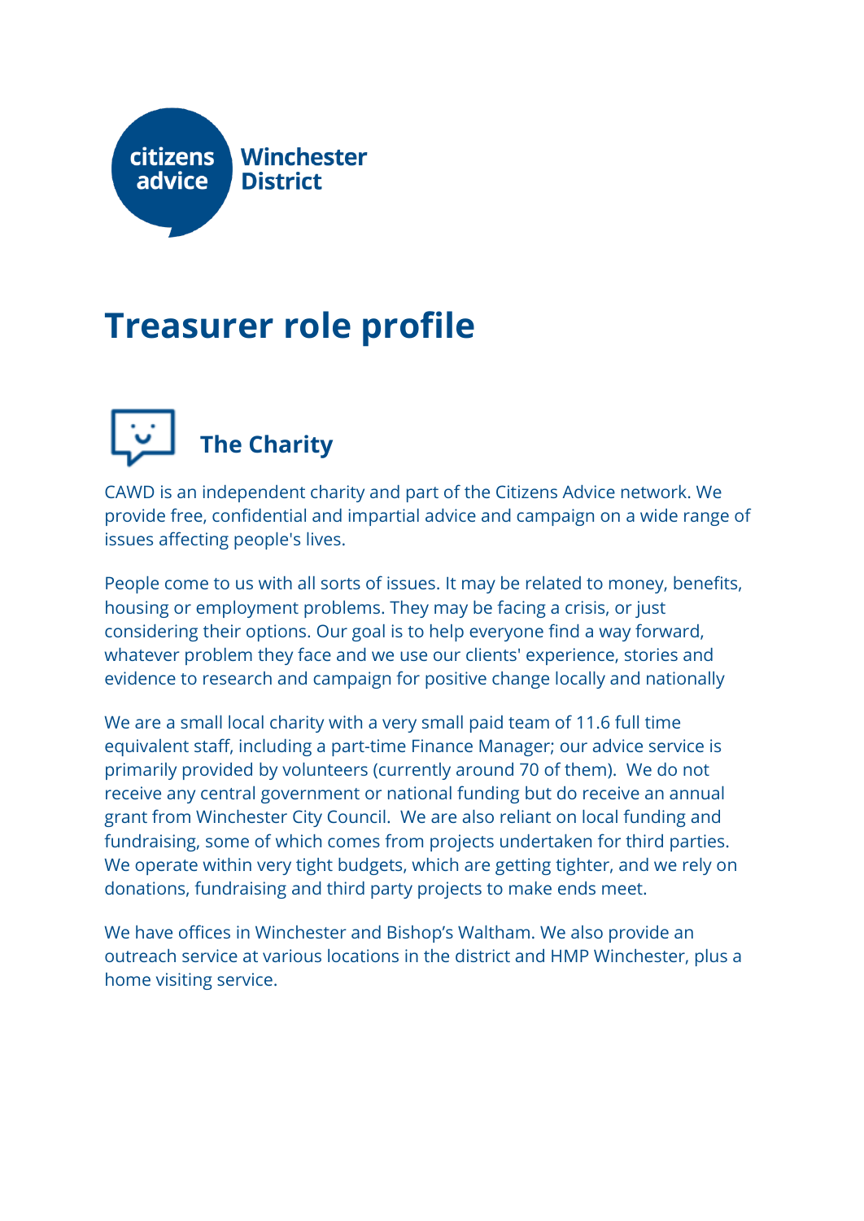citizens advice Winchester District

# Treasurer role profile

## The Charity

CAWD is an independent charity and part of the Citizens Advice network. We provide free, confidential and impartial advice and campaign on a wide range of issues affecting people's lives.

People come to us with all sorts of issues. It may be related to money, benefits, housing or employment problems. They may be facing a crisis, or just considering their options. Our goal is to help everyone find a way forward, whatever problem they face and we use our clients' experience, stories and evidence to research and campaign for positive change locally and nationally

We are a small local charity with a very small paid team of 11.6 full time equivalent staff, including a part-time Finance Manager; our advice service is primarily provided by volunteers (currently around 70 of them). We do not receive any central government or national funding but do receive an annual grant from Winchester City Council. We are also reliant on local funding and fundraising, some of which comes from projects undertaken for third parties. We operate within very tight budgets, which are getting tighter, and we rely on donations, fundraising and third party projects to make ends meet.

We have offices in Winchester and Bishop's Waltham. We also provide an outreach service at various locations in the district and HMP Winchester, plus a home visiting service.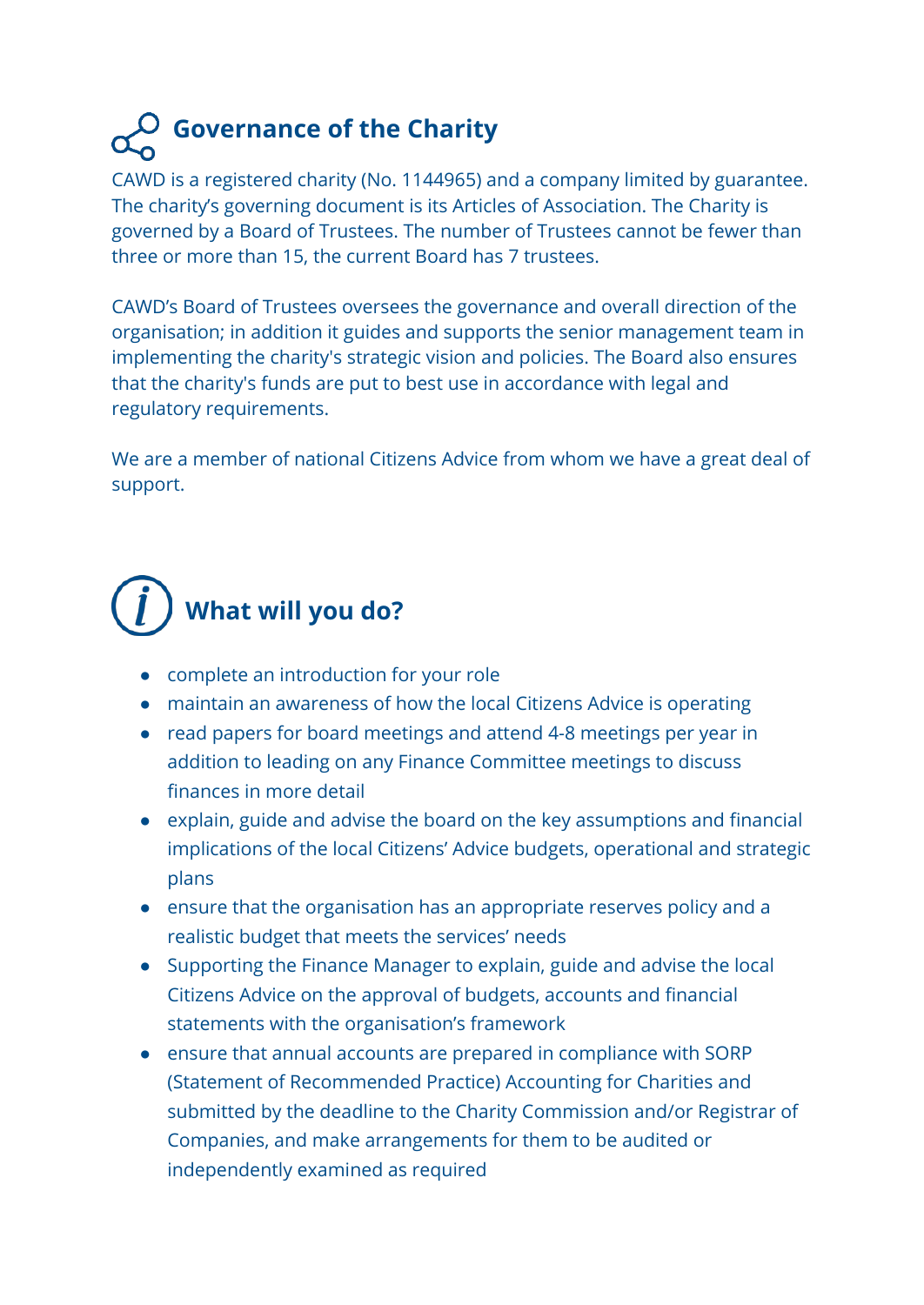## Governance of the Charity

CAWD is a registered charity (No. 1144965) and a company limited by guarantee. The charity's governing document is its Articles of Association. The Charity is governed by a Board of Trustees. The number of Trustees cannot be fewer than three or more than 15, the current Board has 7 trustees.

CAWD's Board of Trustees oversees the governance and overall direction of the organisation; in addition it guides and supports the senior management team in implementing the charity's strategic vision and policies. The Board also ensures that the charity's funds are put to best use in accordance with legal and regulatory requirements.

We are a member of national Citizens Advice from whom we have a great deal of support.

## What will you do?

- complete an introduction for your role
- maintain an awareness of how the local Citizens Advice is operating
- read papers for board meetings and attend 4-8 meetings per year in addition to leading on any Finance Committee meetings to discuss finances in more detail
- explain, guide and advise the board on the key assumptions and financial implications of the local Citizens' Advice budgets, operational and strategic plans
- ensure that the organisation has an appropriate reserves policy and a realistic budget that meets the services' needs
- Supporting the Finance Manager to explain, guide and advise the local Citizens Advice on the approval of budgets, accounts and financial statements with the organisation's framework
- ensure that annual accounts are prepared in compliance with SORP (Statement of Recommended Practice) Accounting for Charities and submitted by the deadline to the Charity Commission and/or Registrar of Companies, and make arrangements for them to be audited or independently examined as required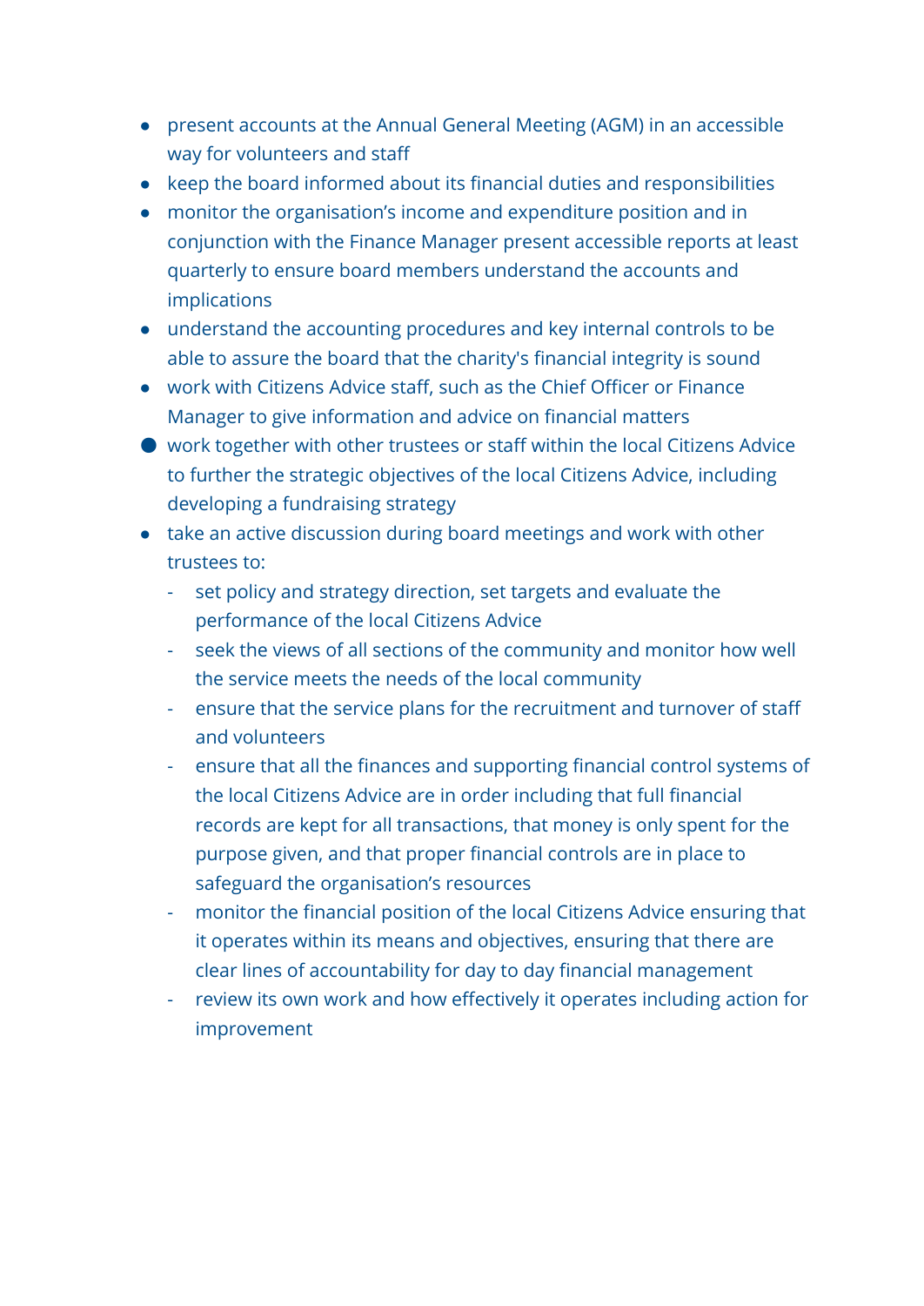- present accounts at the Annual General Meeting (AGM) in an accessible way for volunteers and staff
- keep the board informed about its financial duties and responsibilities
- monitor the organisation's income and expenditure position and in conjunction with the Finance Manager present accessible reports at least quarterly to ensure board members understand the accounts and implications
- understand the accounting procedures and key internal controls to be able to assure the board that the charity's financial integrity is sound
- work with Citizens Advice staff, such as the Chief Officer or Finance Manager to give information and advice on financial matters
- work together with other trustees or staff within the local Citizens Advice to further the strategic objectives of the local Citizens Advice, including developing a fundraising strategy
- take an active discussion during board meetings and work with other trustees to:
  - set policy and strategy direction, set targets and evaluate the performance of the local Citizens Advice
  - seek the views of all sections of the community and monitor how well the service meets the needs of the local community
  - ensure that the service plans for the recruitment and turnover of staff and volunteers
  - ensure that all the finances and supporting financial control systems of the local Citizens Advice are in order including that full financial records are kept for all transactions, that money is only spent for the purpose given, and that proper financial controls are in place to safeguard the organisation's resources
  - monitor the financial position of the local Citizens Advice ensuring that it operates within its means and objectives, ensuring that there are clear lines of accountability for day to day financial management
  - review its own work and how effectively it operates including action for improvement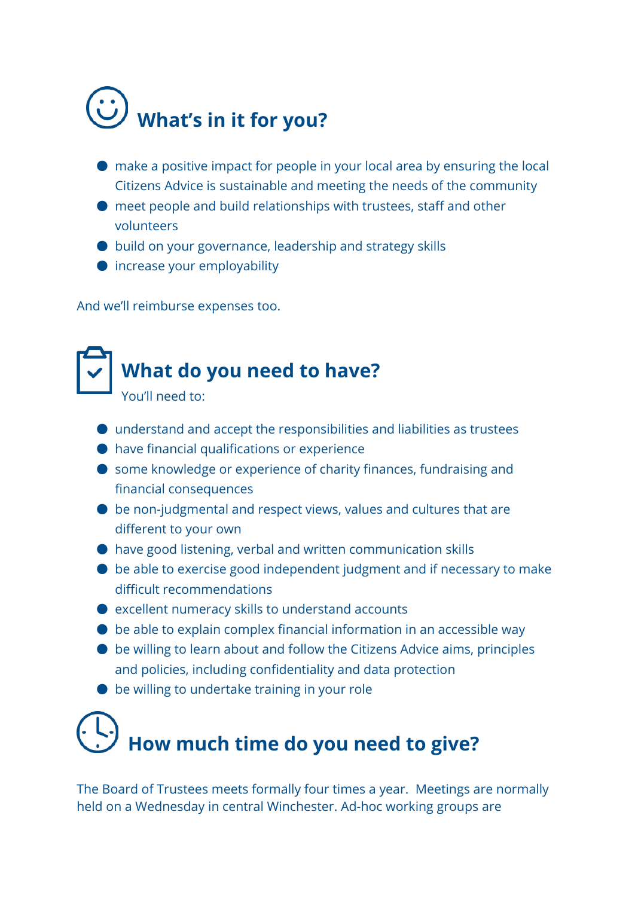## What's in it for you?

- make a positive impact for people in your local area by ensuring the local Citizens Advice is sustainable and meeting the needs of the community
- meet people and build relationships with trustees, staff and other volunteers
- build on your governance, leadership and strategy skills
- increase your employability

And we'll reimburse expenses too.

## What do you need to have?

You'll need to:

- understand and accept the responsibilities and liabilities as trustees
- have financial qualifications or experience
- some knowledge or experience of charity finances, fundraising and financial consequences
- be non-judgmental and respect views, values and cultures that are different to your own
- have good listening, verbal and written communication skills
- be able to exercise good independent judgment and if necessary to make difficult recommendations
- excellent numeracy skills to understand accounts
- be able to explain complex financial information in an accessible way
- be willing to learn about and follow the Citizens Advice aims, principles and policies, including confidentiality and data protection
- be willing to undertake training in your role

## How much time do you need to give?

The Board of Trustees meets formally four times a year. Meetings are normally held on a Wednesday in central Winchester. Ad-hoc working groups are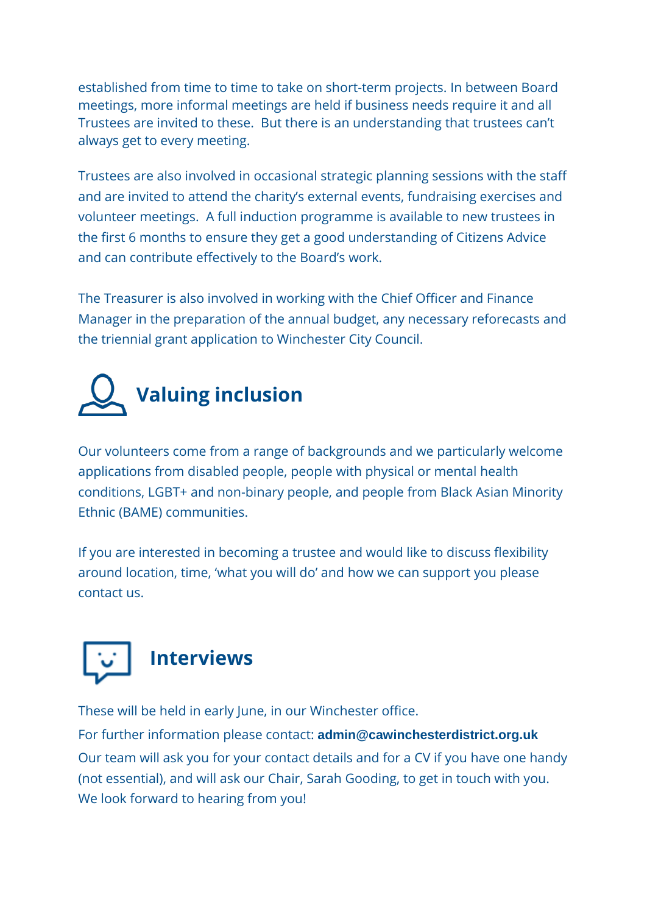established from time to time to take on short-term projects. In between Board meetings, more informal meetings are held if business needs require it and all Trustees are invited to these. But there is an understanding that trustees can't always get to every meeting.

Trustees are also involved in occasional strategic planning sessions with the staff and are invited to attend the charity's external events, fundraising exercises and volunteer meetings. A full induction programme is available to new trustees in the first 6 months to ensure they get a good understanding of Citizens Advice and can contribute effectively to the Board's work.

The Treasurer is also involved in working with the Chief Officer and Finance Manager in the preparation of the annual budget, any necessary reforecasts and the triennial grant application to Winchester City Council.

## Valuing inclusion

Our volunteers come from a range of backgrounds and we particularly welcome applications from disabled people, people with physical or mental health conditions, LGBT+ and non-binary people, and people from Black Asian Minority Ethnic (BAME) communities.

If you are interested in becoming a trustee and would like to discuss flexibility around location, time, 'what you will do' and how we can support you please contact us.

## Interviews

These will be held in early June, in our Winchester office.

For further information please contact: **admin@cawinchesterdistrict.org.uk**

Our team will ask you for your contact details and for a CV if you have one handy (not essential), and will ask our Chair, Sarah Gooding, to get in touch with you. We look forward to hearing from you!